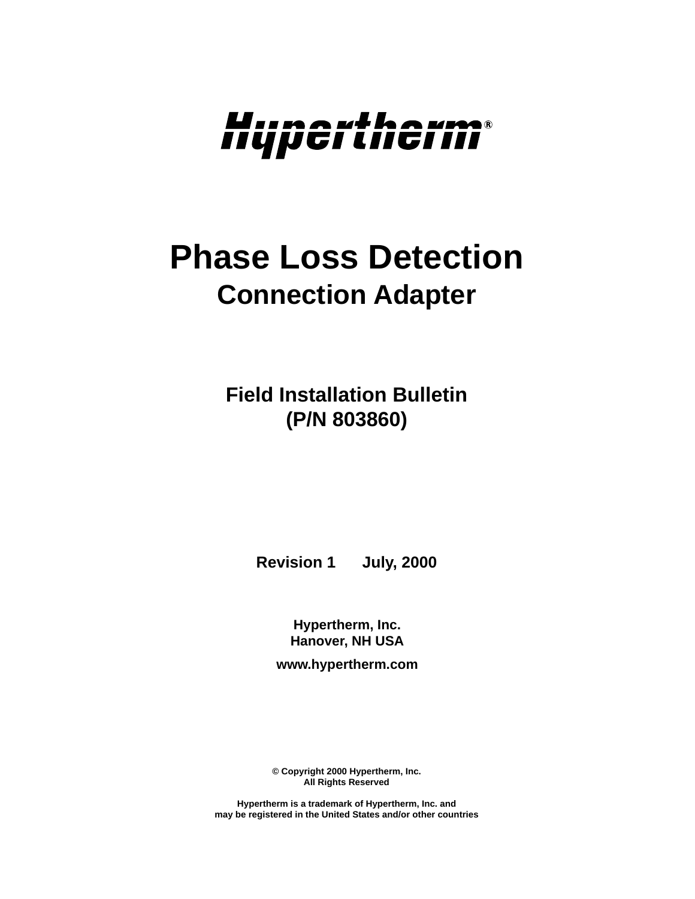Hypertherm®

# Phase Loss Detection

## Connection Adapter

### Field Installation Bulletin
### (P/N 803860)

**Revision 1 July, 2000**

**Hypertherm, Inc.**
**Hanover, NH USA**

**www.hypertherm.com**

**© Copyright 2000 Hypertherm, Inc.**
**All Rights Reserved**

**Hypertherm is a trademark of Hypertherm, Inc. and may be registered in the United States and/or other countries**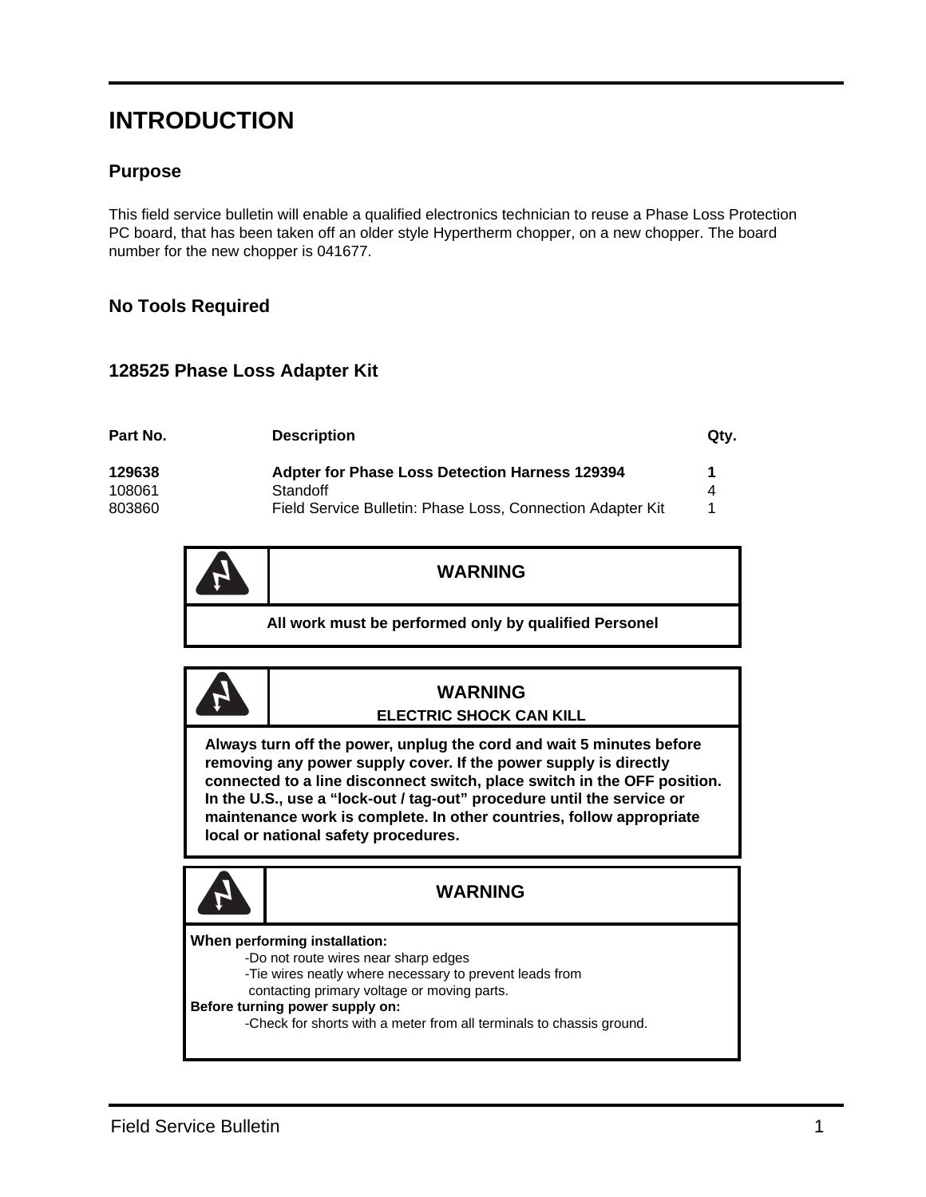# INTRODUCTION

## Purpose

This field service bulletin will enable a qualified electronics technician to reuse a Phase Loss Protection PC board, that has been taken off an older style Hypertherm chopper, on a new chopper. The board number for the new chopper is 041677.

## No Tools Required

## 128525 Phase Loss Adapter Kit

| Part No. | Description | Qty. |
|---|---|---|
| **129638** | **Adpter for Phase Loss Detection Harness 129394** | **1** |
| 108061 | Standoff | 4 |
| 803860 | Field Service Bulletin: Phase Loss, Connection Adapter Kit | 1 |

**WARNING**

**All work must be performed only by qualified Personel**

**WARNING**

**ELECTRIC SHOCK CAN KILL**

**Always turn off the power, unplug the cord and wait 5 minutes before removing any power supply cover. If the power supply is directly connected to a line disconnect switch, place switch in the OFF position. In the U.S., use a "lock-out / tag-out" procedure until the service or maintenance work is complete. In other countries, follow appropriate local or national safety procedures.**

**WARNING**

**When performing installation:**

- Do not route wires near sharp edges
- Tie wires neatly where necessary to prevent leads from contacting primary voltage or moving parts.

**Before turning power supply on:**

- Check for shorts with a meter from all terminals to chassis ground.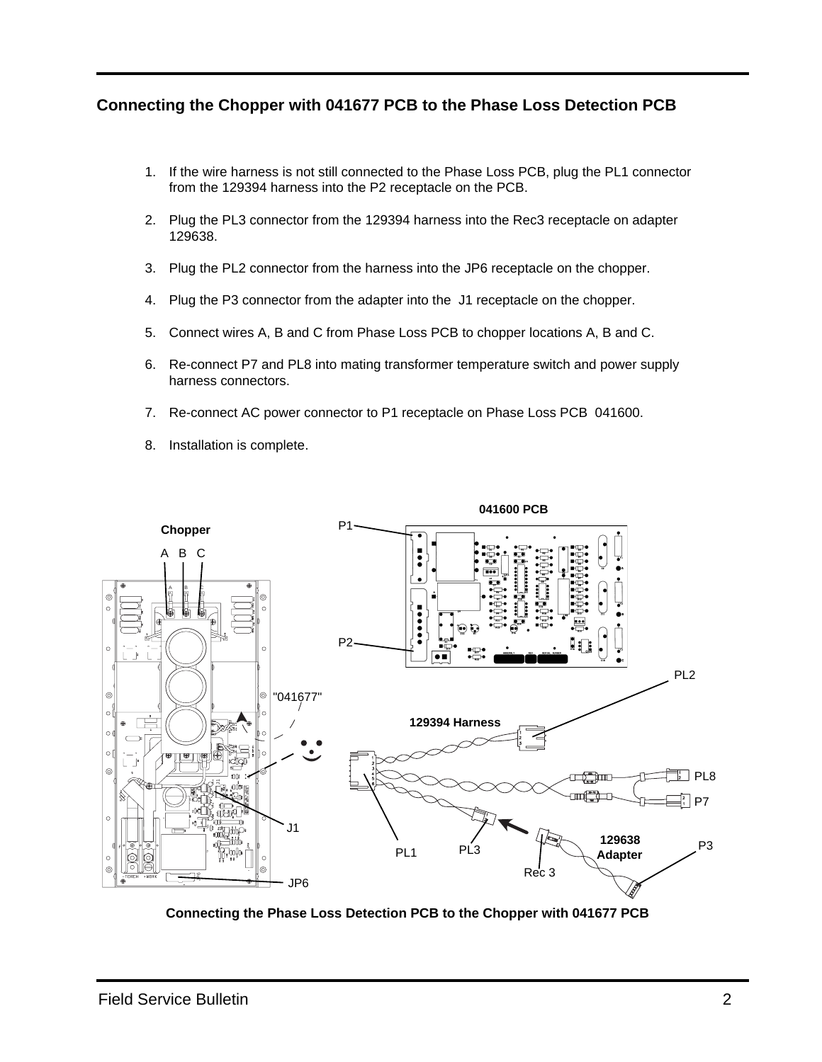## Connecting the Chopper with 041677 PCB to the Phase Loss Detection PCB

1. If the wire harness is not still connected to the Phase Loss PCB, plug the PL1 connector from the 129394 harness into the P2 receptacle on the PCB.
2. Plug the PL3 connector from the 129394 harness into the Rec3 receptacle on adapter 129638.
3. Plug the PL2 connector from the harness into the JP6 receptacle on the chopper.
4. Plug the P3 connector from the adapter into the J1 receptacle on the chopper.
5. Connect wires A, B and C from Phase Loss PCB to chopper locations A, B and C.
6. Re-connect P7 and PL8 into mating transformer temperature switch and power supply harness connectors.
7. Re-connect AC power connector to P1 receptacle on Phase Loss PCB 041600.
8. Installation is complete.

Chopper

A B C

"041677"

J1

JP6

041600 PCB

P1

P2

PL2

129394 Harness

PL8

P7

PL1

PL3

129638 Adapter

P3

Rec 3

**Connecting the Phase Loss Detection PCB to the Chopper with 041677 PCB**